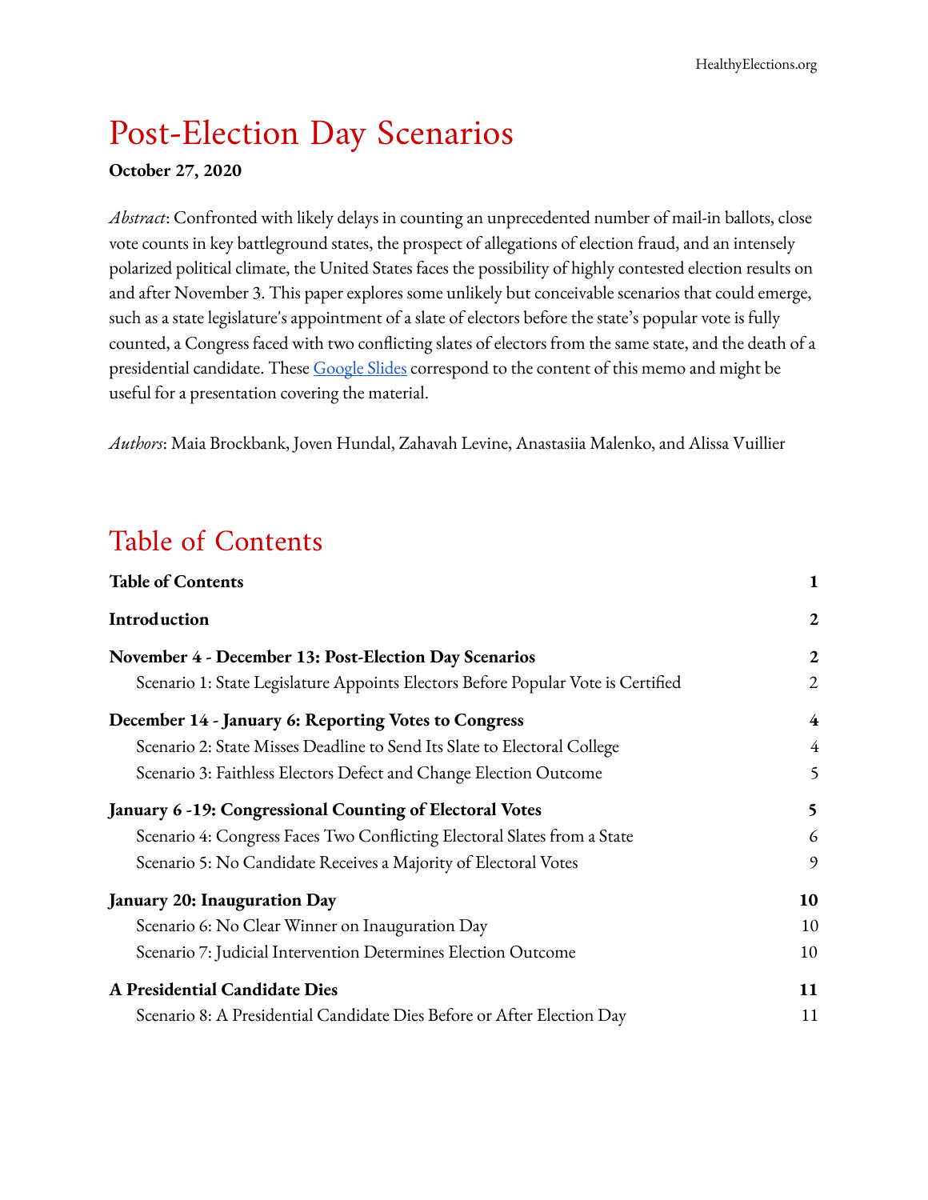# Post-Election Day Scenarios

**October 27, 2020**

*Abstract*: Confronted with likely delays in counting an unprecedented number of mail-in ballots, close vote counts in key battleground states, the prospect of allegations of election fraud, and an intensely polarized political climate, the United States faces the possibility of highly contested election results on and after November 3. This paper explores some unlikely but conceivable scenarios that could emerge, such as a state legislature's appointment of a slate of electors before the state's popular vote is fully counted, a Congress faced with two conflicting slates of electors from the same state, and the death of a presidential candidate. These Google Slides correspond to the content of this memo and might be useful for a presentation covering the material.

*Authors*: Maia Brockbank, Joven Hundal, Zahavah Levine, Anastasiia Malenko, and Alissa Vuillier

## Table of Contents

**Table of Contents** 1

**Introduction** 2

**November 4 - December 13: Post-Election Day Scenarios** 2

- Scenario 1: State Legislature Appoints Electors Before Popular Vote is Certified 2

**December 14 - January 6: Reporting Votes to Congress** 4

- Scenario 2: State Misses Deadline to Send Its Slate to Electoral College 4
- Scenario 3: Faithless Electors Defect and Change Election Outcome 5

**January 6 -19: Congressional Counting of Electoral Votes** 5

- Scenario 4: Congress Faces Two Conflicting Electoral Slates from a State 6
- Scenario 5: No Candidate Receives a Majority of Electoral Votes 9

**January 20: Inauguration Day** 10

- Scenario 6: No Clear Winner on Inauguration Day 10
- Scenario 7: Judicial Intervention Determines Election Outcome 10

**A Presidential Candidate Dies** 11

- Scenario 8: A Presidential Candidate Dies Before or After Election Day 11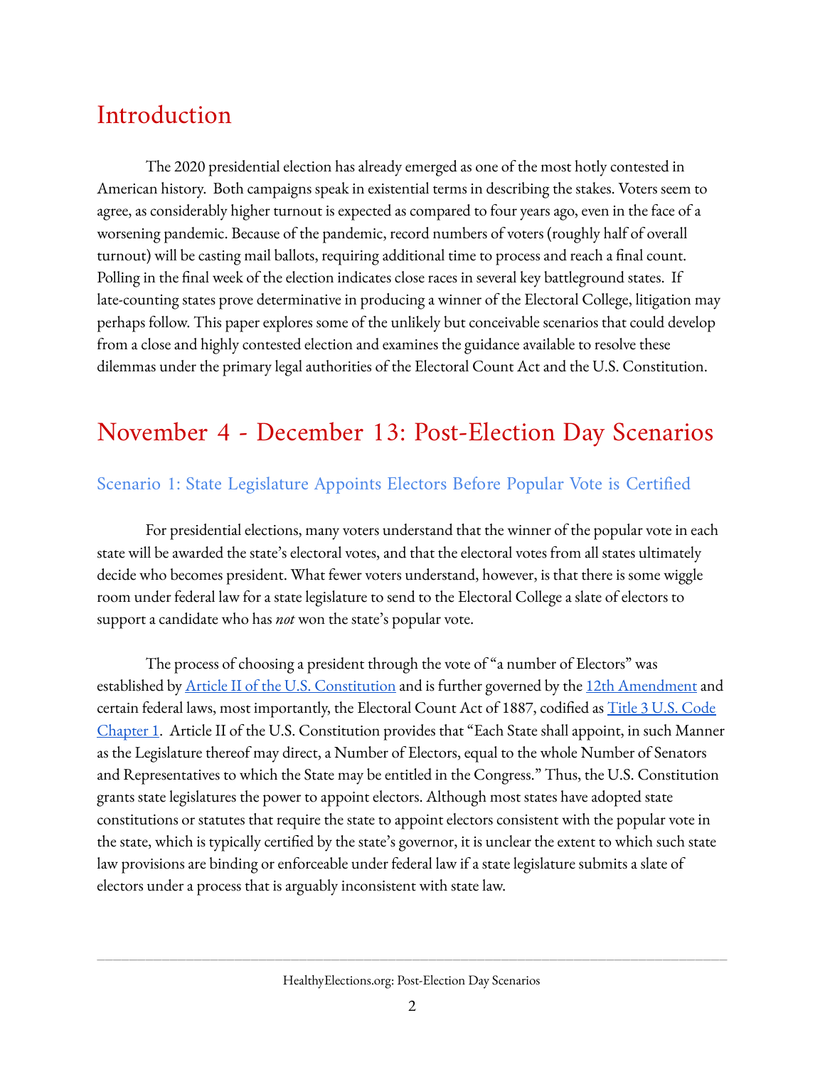# Introduction

The 2020 presidential election has already emerged as one of the most hotly contested in American history. Both campaigns speak in existential terms in describing the stakes. Voters seem to agree, as considerably higher turnout is expected as compared to four years ago, even in the face of a worsening pandemic. Because of the pandemic, record numbers of voters (roughly half of overall turnout) will be casting mail ballots, requiring additional time to process and reach a final count. Polling in the final week of the election indicates close races in several key battleground states. If late-counting states prove determinative in producing a winner of the Electoral College, litigation may perhaps follow. This paper explores some of the unlikely but conceivable scenarios that could develop from a close and highly contested election and examines the guidance available to resolve these dilemmas under the primary legal authorities of the Electoral Count Act and the U.S. Constitution.

# November 4 - December 13: Post-Election Day Scenarios

## Scenario 1: State Legislature Appoints Electors Before Popular Vote is Certified

For presidential elections, many voters understand that the winner of the popular vote in each state will be awarded the state's electoral votes, and that the electoral votes from all states ultimately decide who becomes president. What fewer voters understand, however, is that there is some wiggle room under federal law for a state legislature to send to the Electoral College a slate of electors to support a candidate who has *not* won the state's popular vote.

The process of choosing a president through the vote of "a number of Electors" was established by [Article II of the U.S. Constitution]() and is further governed by the [12th Amendment]() and certain federal laws, most importantly, the Electoral Count Act of 1887, codified as [Title 3 U.S. Code Chapter 1](). Article II of the U.S. Constitution provides that "Each State shall appoint, in such Manner as the Legislature thereof may direct, a Number of Electors, equal to the whole Number of Senators and Representatives to which the State may be entitled in the Congress." Thus, the U.S. Constitution grants state legislatures the power to appoint electors. Although most states have adopted state constitutions or statutes that require the state to appoint electors consistent with the popular vote in the state, which is typically certified by the state's governor, it is unclear the extent to which such state law provisions are binding or enforceable under federal law if a state legislature submits a slate of electors under a process that is arguably inconsistent with state law.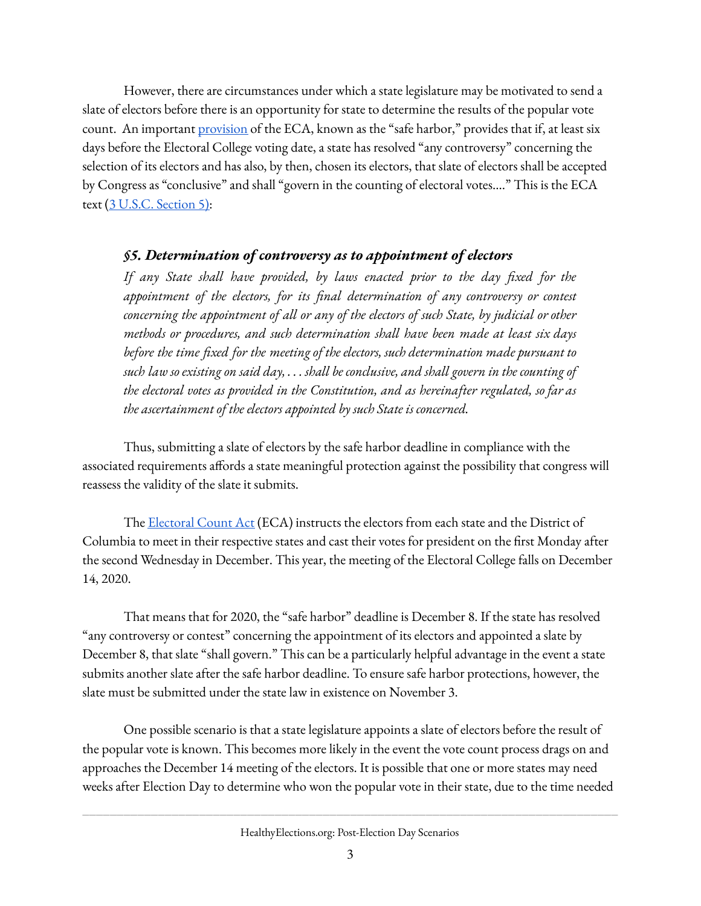However, there are circumstances under which a state legislature may be motivated to send a slate of electors before there is an opportunity for state to determine the results of the popular vote count. An important provision of the ECA, known as the "safe harbor," provides that if, at least six days before the Electoral College voting date, a state has resolved "any controversy" concerning the selection of its electors and has also, by then, chosen its electors, that slate of electors shall be accepted by Congress as "conclusive" and shall "govern in the counting of electoral votes...." This is the ECA text (3 U.S.C. Section 5):

> ***§5. Determination of controversy as to appointment of electors***
>
> *If any State shall have provided, by laws enacted prior to the day fixed for the appointment of the electors, for its final determination of any controversy or contest concerning the appointment of all or any of the electors of such State, by judicial or other methods or procedures, and such determination shall have been made at least six days before the time fixed for the meeting of the electors, such determination made pursuant to such law so existing on said day, . . . shall be conclusive, and shall govern in the counting of the electoral votes as provided in the Constitution, and as hereinafter regulated, so far as the ascertainment of the electors appointed by such State is concerned.*

Thus, submitting a slate of electors by the safe harbor deadline in compliance with the associated requirements affords a state meaningful protection against the possibility that congress will reassess the validity of the slate it submits.

The Electoral Count Act (ECA) instructs the electors from each state and the District of Columbia to meet in their respective states and cast their votes for president on the first Monday after the second Wednesday in December. This year, the meeting of the Electoral College falls on December 14, 2020.

That means that for 2020, the "safe harbor" deadline is December 8. If the state has resolved "any controversy or contest" concerning the appointment of its electors and appointed a slate by December 8, that slate "shall govern." This can be a particularly helpful advantage in the event a state submits another slate after the safe harbor deadline. To ensure safe harbor protections, however, the slate must be submitted under the state law in existence on November 3.

One possible scenario is that a state legislature appoints a slate of electors before the result of the popular vote is known. This becomes more likely in the event the vote count process drags on and approaches the December 14 meeting of the electors. It is possible that one or more states may need weeks after Election Day to determine who won the popular vote in their state, due to the time needed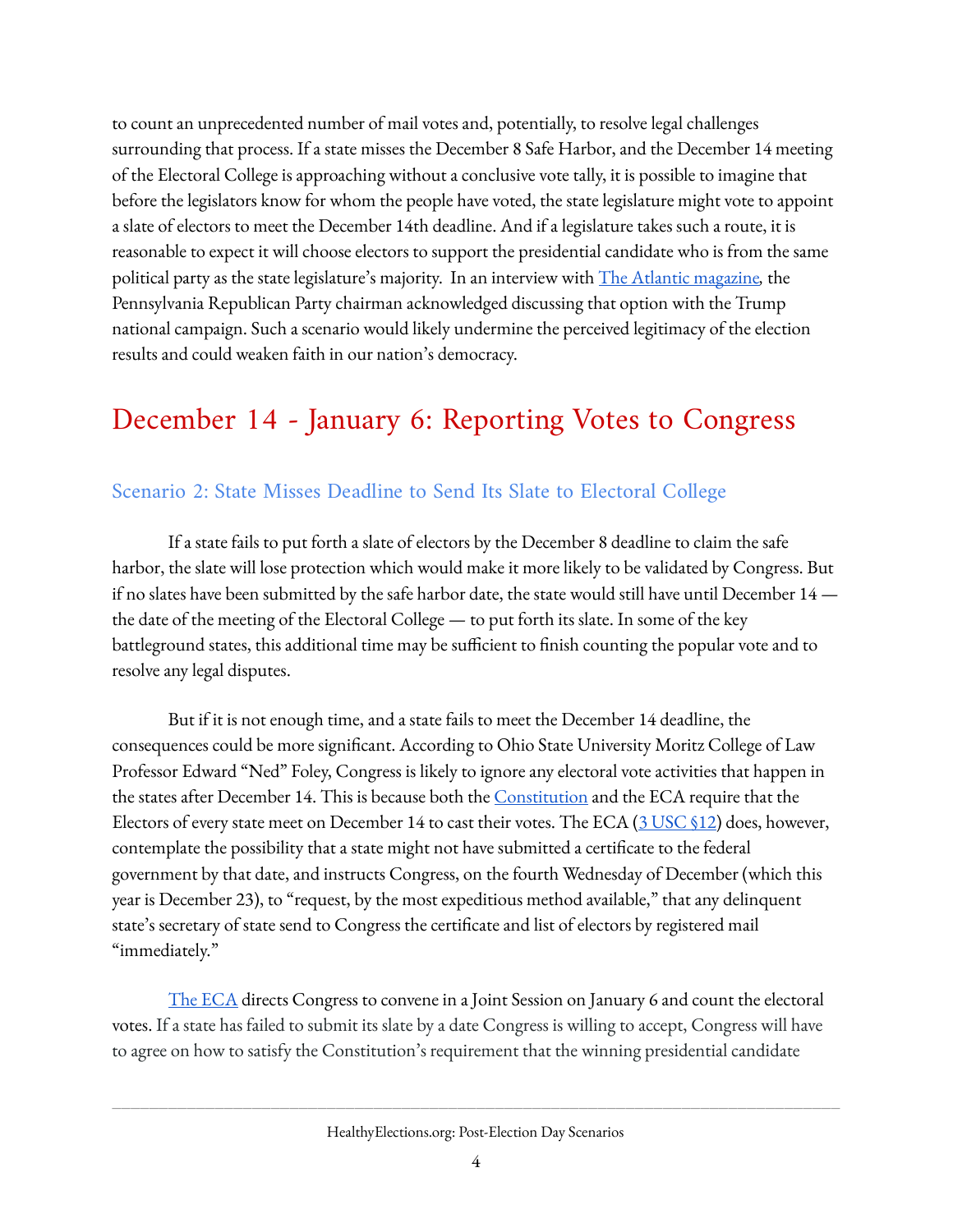to count an unprecedented number of mail votes and, potentially, to resolve legal challenges surrounding that process. If a state misses the December 8 Safe Harbor, and the December 14 meeting of the Electoral College is approaching without a conclusive vote tally, it is possible to imagine that before the legislators know for whom the people have voted, the state legislature might vote to appoint a slate of electors to meet the December 14th deadline. And if a legislature takes such a route, it is reasonable to expect it will choose electors to support the presidential candidate who is from the same political party as the state legislature's majority. In an interview with The Atlantic magazine, the Pennsylvania Republican Party chairman acknowledged discussing that option with the Trump national campaign. Such a scenario would likely undermine the perceived legitimacy of the election results and could weaken faith in our nation's democracy.

# December 14 - January 6: Reporting Votes to Congress

## Scenario 2: State Misses Deadline to Send Its Slate to Electoral College

If a state fails to put forth a slate of electors by the December 8 deadline to claim the safe harbor, the slate will lose protection which would make it more likely to be validated by Congress. But if no slates have been submitted by the safe harbor date, the state would still have until December 14 — the date of the meeting of the Electoral College — to put forth its slate. In some of the key battleground states, this additional time may be sufficient to finish counting the popular vote and to resolve any legal disputes.

But if it is not enough time, and a state fails to meet the December 14 deadline, the consequences could be more significant. According to Ohio State University Moritz College of Law Professor Edward "Ned" Foley, Congress is likely to ignore any electoral vote activities that happen in the states after December 14. This is because both the Constitution and the ECA require that the Electors of every state meet on December 14 to cast their votes. The ECA (3 USC §12) does, however, contemplate the possibility that a state might not have submitted a certificate to the federal government by that date, and instructs Congress, on the fourth Wednesday of December (which this year is December 23), to "request, by the most expeditious method available," that any delinquent state's secretary of state send to Congress the certificate and list of electors by registered mail "immediately."

The ECA directs Congress to convene in a Joint Session on January 6 and count the electoral votes. If a state has failed to submit its slate by a date Congress is willing to accept, Congress will have to agree on how to satisfy the Constitution's requirement that the winning presidential candidate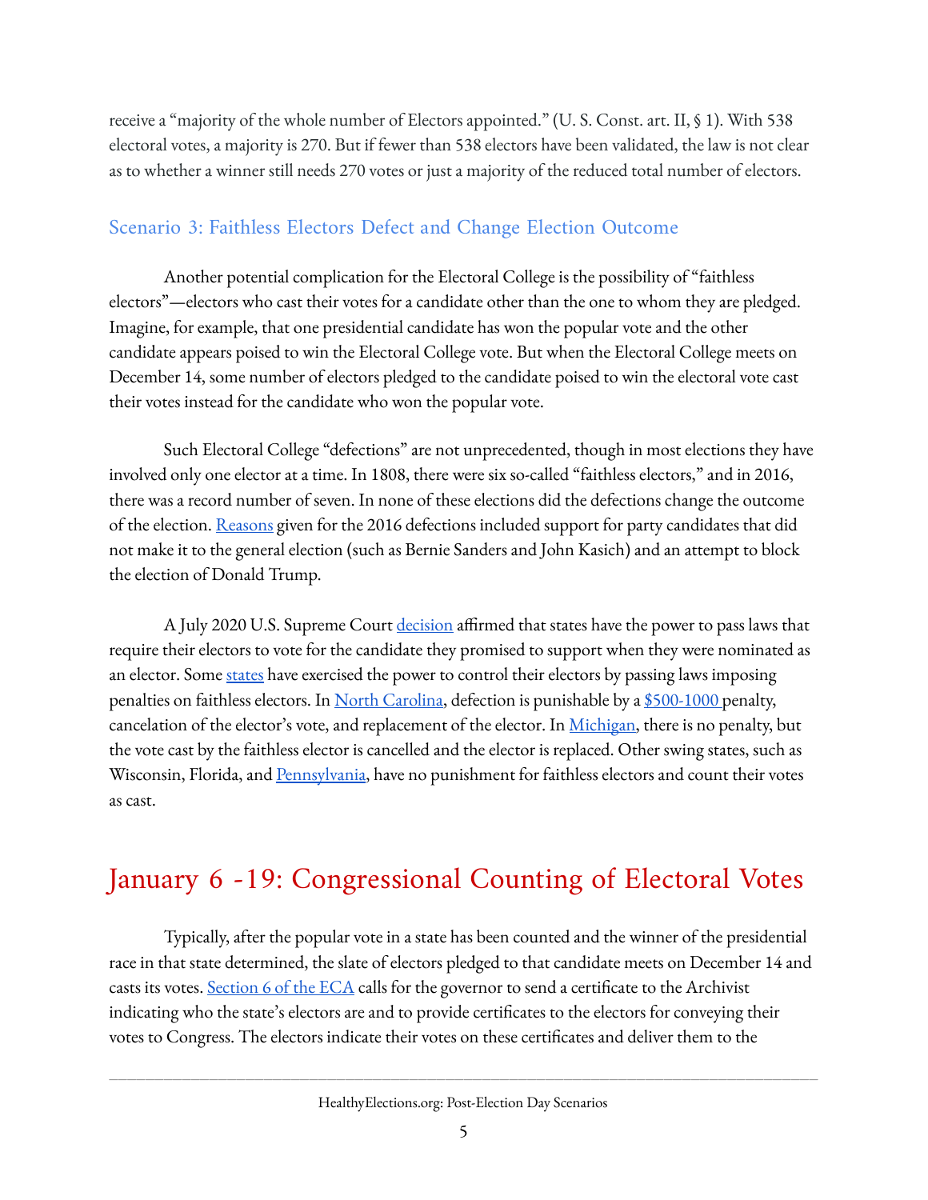receive a "majority of the whole number of Electors appointed." (U. S. Const. art. II, § 1). With 538 electoral votes, a majority is 270. But if fewer than 538 electors have been validated, the law is not clear as to whether a winner still needs 270 votes or just a majority of the reduced total number of electors.

### Scenario 3: Faithless Electors Defect and Change Election Outcome

Another potential complication for the Electoral College is the possibility of "faithless electors"—electors who cast their votes for a candidate other than the one to whom they are pledged. Imagine, for example, that one presidential candidate has won the popular vote and the other candidate appears poised to win the Electoral College vote. But when the Electoral College meets on December 14, some number of electors pledged to the candidate poised to win the electoral vote cast their votes instead for the candidate who won the popular vote.

Such Electoral College "defections" are not unprecedented, though in most elections they have involved only one elector at a time. In 1808, there were six so-called "faithless electors," and in 2016, there was a record number of seven. In none of these elections did the defections change the outcome of the election. Reasons given for the 2016 defections included support for party candidates that did not make it to the general election (such as Bernie Sanders and John Kasich) and an attempt to block the election of Donald Trump.

A July 2020 U.S. Supreme Court decision affirmed that states have the power to pass laws that require their electors to vote for the candidate they promised to support when they were nominated as an elector. Some states have exercised the power to control their electors by passing laws imposing penalties on faithless electors. In North Carolina, defection is punishable by a $500-1000 penalty, cancelation of the elector's vote, and replacement of the elector. In Michigan, there is no penalty, but the vote cast by the faithless elector is cancelled and the elector is replaced. Other swing states, such as Wisconsin, Florida, and Pennsylvania, have no punishment for faithless electors and count their votes as cast.

## January 6 -19: Congressional Counting of Electoral Votes

Typically, after the popular vote in a state has been counted and the winner of the presidential race in that state determined, the slate of electors pledged to that candidate meets on December 14 and casts its votes. Section 6 of the ECA calls for the governor to send a certificate to the Archivist indicating who the state's electors are and to provide certificates to the electors for conveying their votes to Congress. The electors indicate their votes on these certificates and deliver them to the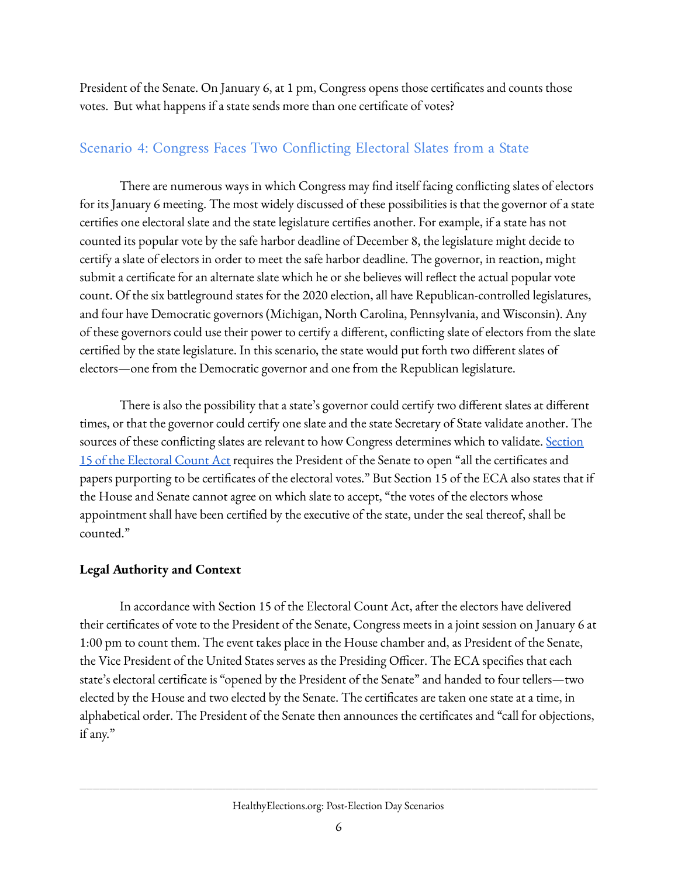President of the Senate. On January 6, at 1 pm, Congress opens those certificates and counts those votes. But what happens if a state sends more than one certificate of votes?

## Scenario 4: Congress Faces Two Conflicting Electoral Slates from a State

There are numerous ways in which Congress may find itself facing conflicting slates of electors for its January 6 meeting. The most widely discussed of these possibilities is that the governor of a state certifies one electoral slate and the state legislature certifies another. For example, if a state has not counted its popular vote by the safe harbor deadline of December 8, the legislature might decide to certify a slate of electors in order to meet the safe harbor deadline. The governor, in reaction, might submit a certificate for an alternate slate which he or she believes will reflect the actual popular vote count. Of the six battleground states for the 2020 election, all have Republican-controlled legislatures, and four have Democratic governors (Michigan, North Carolina, Pennsylvania, and Wisconsin). Any of these governors could use their power to certify a different, conflicting slate of electors from the slate certified by the state legislature. In this scenario, the state would put forth two different slates of electors—one from the Democratic governor and one from the Republican legislature.

There is also the possibility that a state's governor could certify two different slates at different times, or that the governor could certify one slate and the state Secretary of State validate another. The sources of these conflicting slates are relevant to how Congress determines which to validate. Section 15 of the Electoral Count Act requires the President of the Senate to open "all the certificates and papers purporting to be certificates of the electoral votes." But Section 15 of the ECA also states that if the House and Senate cannot agree on which slate to accept, "the votes of the electors whose appointment shall have been certified by the executive of the state, under the seal thereof, shall be counted."

### Legal Authority and Context

In accordance with Section 15 of the Electoral Count Act, after the electors have delivered their certificates of vote to the President of the Senate, Congress meets in a joint session on January 6 at 1:00 pm to count them. The event takes place in the House chamber and, as President of the Senate, the Vice President of the United States serves as the Presiding Officer. The ECA specifies that each state's electoral certificate is "opened by the President of the Senate" and handed to four tellers—two elected by the House and two elected by the Senate. The certificates are taken one state at a time, in alphabetical order. The President of the Senate then announces the certificates and "call for objections, if any."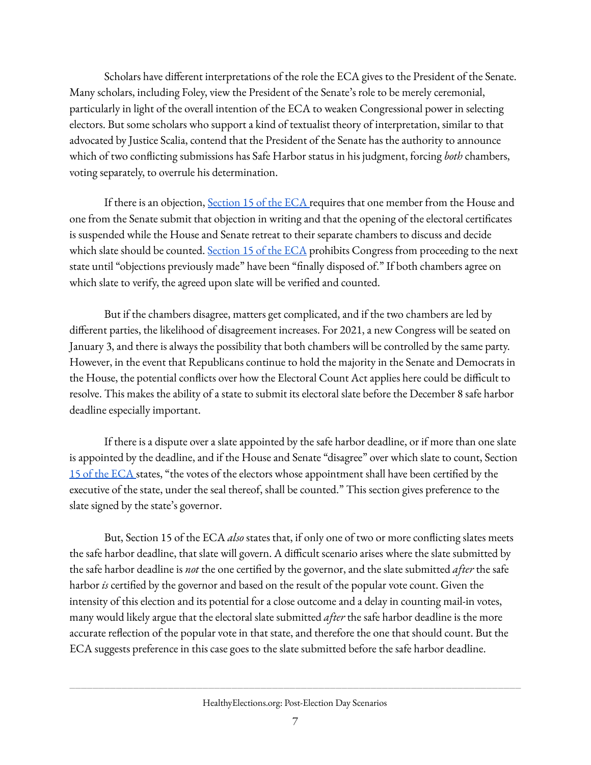Scholars have different interpretations of the role the ECA gives to the President of the Senate. Many scholars, including Foley, view the President of the Senate's role to be merely ceremonial, particularly in light of the overall intention of the ECA to weaken Congressional power in selecting electors. But some scholars who support a kind of textualist theory of interpretation, similar to that advocated by Justice Scalia, contend that the President of the Senate has the authority to announce which of two conflicting submissions has Safe Harbor status in his judgment, forcing *both* chambers, voting separately, to overrule his determination.

If there is an objection, Section 15 of the ECA requires that one member from the House and one from the Senate submit that objection in writing and that the opening of the electoral certificates is suspended while the House and Senate retreat to their separate chambers to discuss and decide which slate should be counted. Section 15 of the ECA prohibits Congress from proceeding to the next state until "objections previously made" have been "finally disposed of." If both chambers agree on which slate to verify, the agreed upon slate will be verified and counted.

But if the chambers disagree, matters get complicated, and if the two chambers are led by different parties, the likelihood of disagreement increases. For 2021, a new Congress will be seated on January 3, and there is always the possibility that both chambers will be controlled by the same party. However, in the event that Republicans continue to hold the majority in the Senate and Democrats in the House, the potential conflicts over how the Electoral Count Act applies here could be difficult to resolve. This makes the ability of a state to submit its electoral slate before the December 8 safe harbor deadline especially important.

If there is a dispute over a slate appointed by the safe harbor deadline, or if more than one slate is appointed by the deadline, and if the House and Senate "disagree" over which slate to count, Section 15 of the ECA states, "the votes of the electors whose appointment shall have been certified by the executive of the state, under the seal thereof, shall be counted." This section gives preference to the slate signed by the state's governor.

But, Section 15 of the ECA *also* states that, if only one of two or more conflicting slates meets the safe harbor deadline, that slate will govern. A difficult scenario arises where the slate submitted by the safe harbor deadline is *not* the one certified by the governor, and the slate submitted *after* the safe harbor *is* certified by the governor and based on the result of the popular vote count. Given the intensity of this election and its potential for a close outcome and a delay in counting mail-in votes, many would likely argue that the electoral slate submitted *after* the safe harbor deadline is the more accurate reflection of the popular vote in that state, and therefore the one that should count. But the ECA suggests preference in this case goes to the slate submitted before the safe harbor deadline.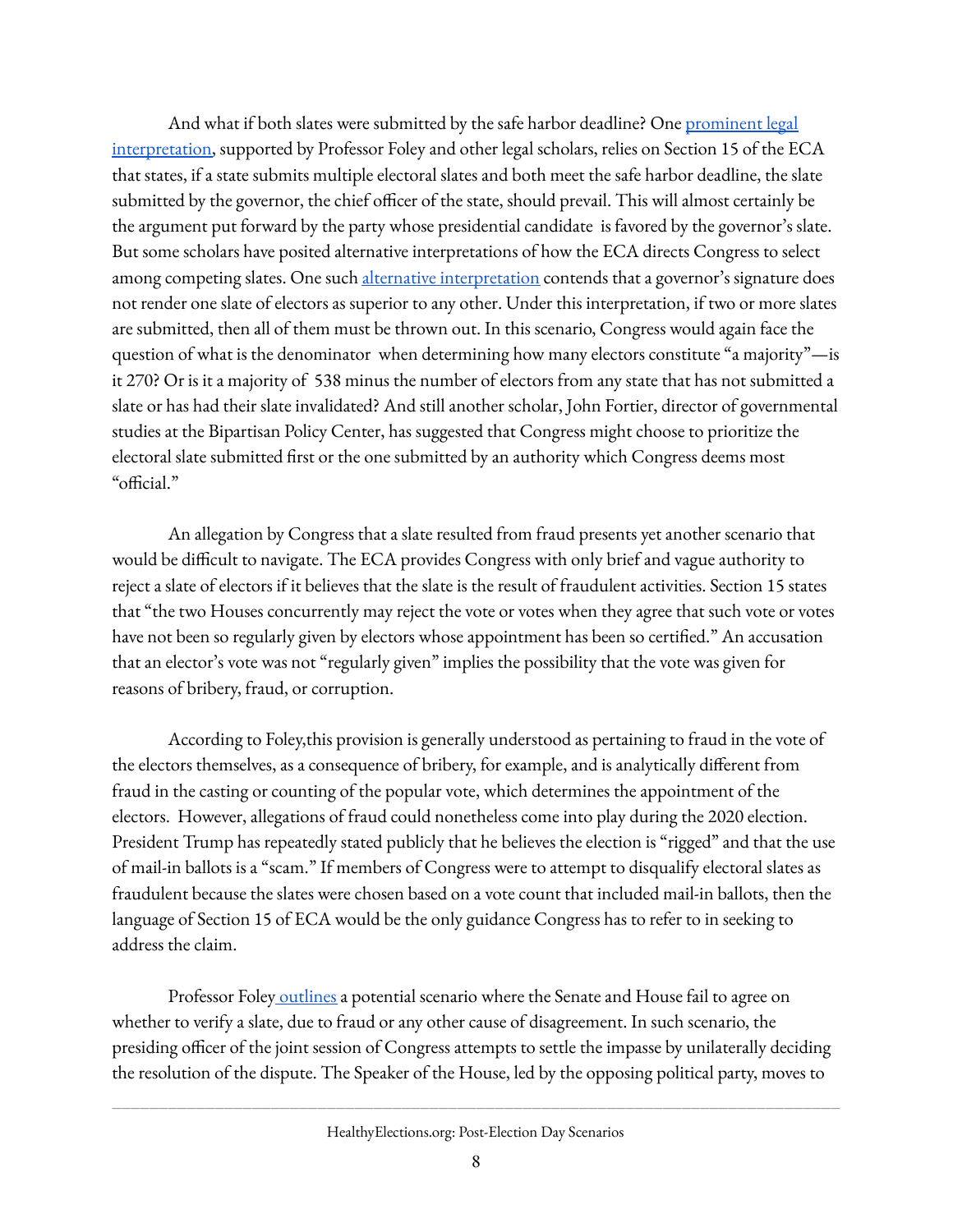And what if both slates were submitted by the safe harbor deadline? One [prominent legal interpretation](), supported by Professor Foley and other legal scholars, relies on Section 15 of the ECA that states, if a state submits multiple electoral slates and both meet the safe harbor deadline, the slate submitted by the governor, the chief officer of the state, should prevail. This will almost certainly be the argument put forward by the party whose presidential candidate is favored by the governor's slate. But some scholars have posited alternative interpretations of how the ECA directs Congress to select among competing slates. One such [alternative interpretation]() contends that a governor's signature does not render one slate of electors as superior to any other. Under this interpretation, if two or more slates are submitted, then all of them must be thrown out. In this scenario, Congress would again face the question of what is the denominator when determining how many electors constitute "a majority"—is it 270? Or is it a majority of 538 minus the number of electors from any state that has not submitted a slate or has had their slate invalidated? And still another scholar, John Fortier, director of governmental studies at the Bipartisan Policy Center, has suggested that Congress might choose to prioritize the electoral slate submitted first or the one submitted by an authority which Congress deems most "official."

An allegation by Congress that a slate resulted from fraud presents yet another scenario that would be difficult to navigate. The ECA provides Congress with only brief and vague authority to reject a slate of electors if it believes that the slate is the result of fraudulent activities. Section 15 states that "the two Houses concurrently may reject the vote or votes when they agree that such vote or votes have not been so regularly given by electors whose appointment has been so certified." An accusation that an elector's vote was not "regularly given" implies the possibility that the vote was given for reasons of bribery, fraud, or corruption.

According to Foley,this provision is generally understood as pertaining to fraud in the vote of the electors themselves, as a consequence of bribery, for example, and is analytically different from fraud in the casting or counting of the popular vote, which determines the appointment of the electors. However, allegations of fraud could nonetheless come into play during the 2020 election. President Trump has repeatedly stated publicly that he believes the election is "rigged" and that the use of mail-in ballots is a "scam." If members of Congress were to attempt to disqualify electoral slates as fraudulent because the slates were chosen based on a vote count that included mail-in ballots, then the language of Section 15 of ECA would be the only guidance Congress has to refer to in seeking to address the claim.

Professor Foley [outlines]() a potential scenario where the Senate and House fail to agree on whether to verify a slate, due to fraud or any other cause of disagreement. In such scenario, the presiding officer of the joint session of Congress attempts to settle the impasse by unilaterally deciding the resolution of the dispute. The Speaker of the House, led by the opposing political party, moves to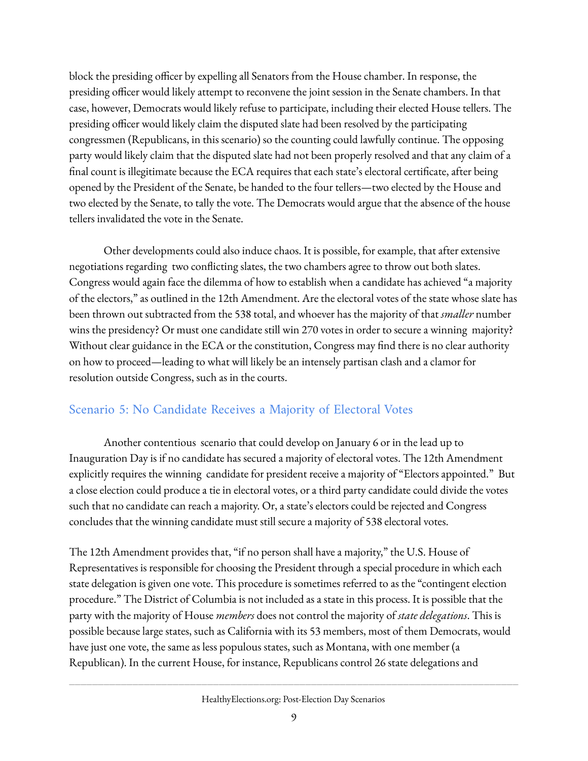block the presiding officer by expelling all Senators from the House chamber. In response, the presiding officer would likely attempt to reconvene the joint session in the Senate chambers. In that case, however, Democrats would likely refuse to participate, including their elected House tellers. The presiding officer would likely claim the disputed slate had been resolved by the participating congressmen (Republicans, in this scenario) so the counting could lawfully continue. The opposing party would likely claim that the disputed slate had not been properly resolved and that any claim of a final count is illegitimate because the ECA requires that each state's electoral certificate, after being opened by the President of the Senate, be handed to the four tellers—two elected by the House and two elected by the Senate, to tally the vote. The Democrats would argue that the absence of the house tellers invalidated the vote in the Senate.

Other developments could also induce chaos. It is possible, for example, that after extensive negotiations regarding two conflicting slates, the two chambers agree to throw out both slates. Congress would again face the dilemma of how to establish when a candidate has achieved "a majority of the electors," as outlined in the 12th Amendment. Are the electoral votes of the state whose slate has been thrown out subtracted from the 538 total, and whoever has the majority of that *smaller* number wins the presidency? Or must one candidate still win 270 votes in order to secure a winning majority? Without clear guidance in the ECA or the constitution, Congress may find there is no clear authority on how to proceed—leading to what will likely be an intensely partisan clash and a clamor for resolution outside Congress, such as in the courts.

## Scenario 5: No Candidate Receives a Majority of Electoral Votes

Another contentious scenario that could develop on January 6 or in the lead up to Inauguration Day is if no candidate has secured a majority of electoral votes. The 12th Amendment explicitly requires the winning candidate for president receive a majority of "Electors appointed." But a close election could produce a tie in electoral votes, or a third party candidate could divide the votes such that no candidate can reach a majority. Or, a state's electors could be rejected and Congress concludes that the winning candidate must still secure a majority of 538 electoral votes.

The 12th Amendment provides that, "if no person shall have a majority," the U.S. House of Representatives is responsible for choosing the President through a special procedure in which each state delegation is given one vote. This procedure is sometimes referred to as the "contingent election procedure." The District of Columbia is not included as a state in this process. It is possible that the party with the majority of House *members* does not control the majority of *state delegations*. This is possible because large states, such as California with its 53 members, most of them Democrats, would have just one vote, the same as less populous states, such as Montana, with one member (a Republican). In the current House, for instance, Republicans control 26 state delegations and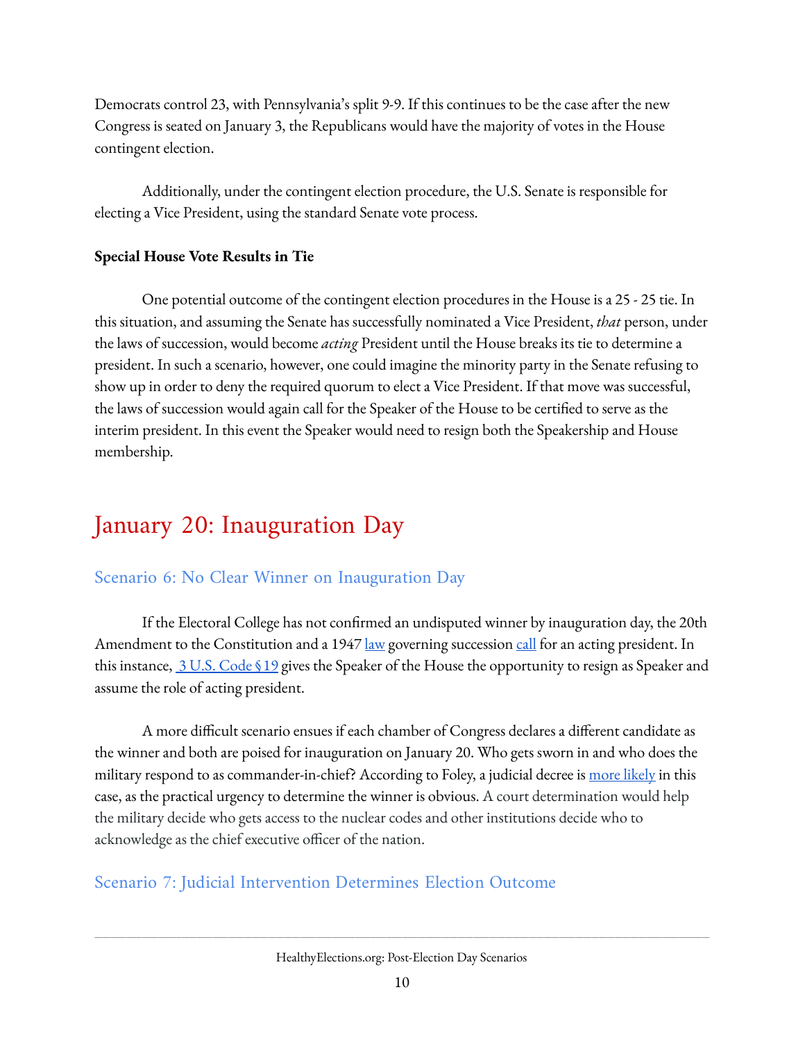Democrats control 23, with Pennsylvania's split 9-9. If this continues to be the case after the new Congress is seated on January 3, the Republicans would have the majority of votes in the House contingent election.

Additionally, under the contingent election procedure, the U.S. Senate is responsible for electing a Vice President, using the standard Senate vote process.

**Special House Vote Results in Tie**

One potential outcome of the contingent election procedures in the House is a 25 - 25 tie. In this situation, and assuming the Senate has successfully nominated a Vice President, *that* person, under the laws of succession, would become *acting* President until the House breaks its tie to determine a president. In such a scenario, however, one could imagine the minority party in the Senate refusing to show up in order to deny the required quorum to elect a Vice President. If that move was successful, the laws of succession would again call for the Speaker of the House to be certified to serve as the interim president. In this event the Speaker would need to resign both the Speakership and House membership.

## January 20: Inauguration Day

### Scenario 6: No Clear Winner on Inauguration Day

If the Electoral College has not confirmed an undisputed winner by inauguration day, the 20th Amendment to the Constitution and a 1947 law governing succession call for an acting president. In this instance, 3 U.S. Code § 19 gives the Speaker of the House the opportunity to resign as Speaker and assume the role of acting president.

A more difficult scenario ensues if each chamber of Congress declares a different candidate as the winner and both are poised for inauguration on January 20. Who gets sworn in and who does the military respond to as commander-in-chief? According to Foley, a judicial decree is more likely in this case, as the practical urgency to determine the winner is obvious. A court determination would help the military decide who gets access to the nuclear codes and other institutions decide who to acknowledge as the chief executive officer of the nation.

### Scenario 7: Judicial Intervention Determines Election Outcome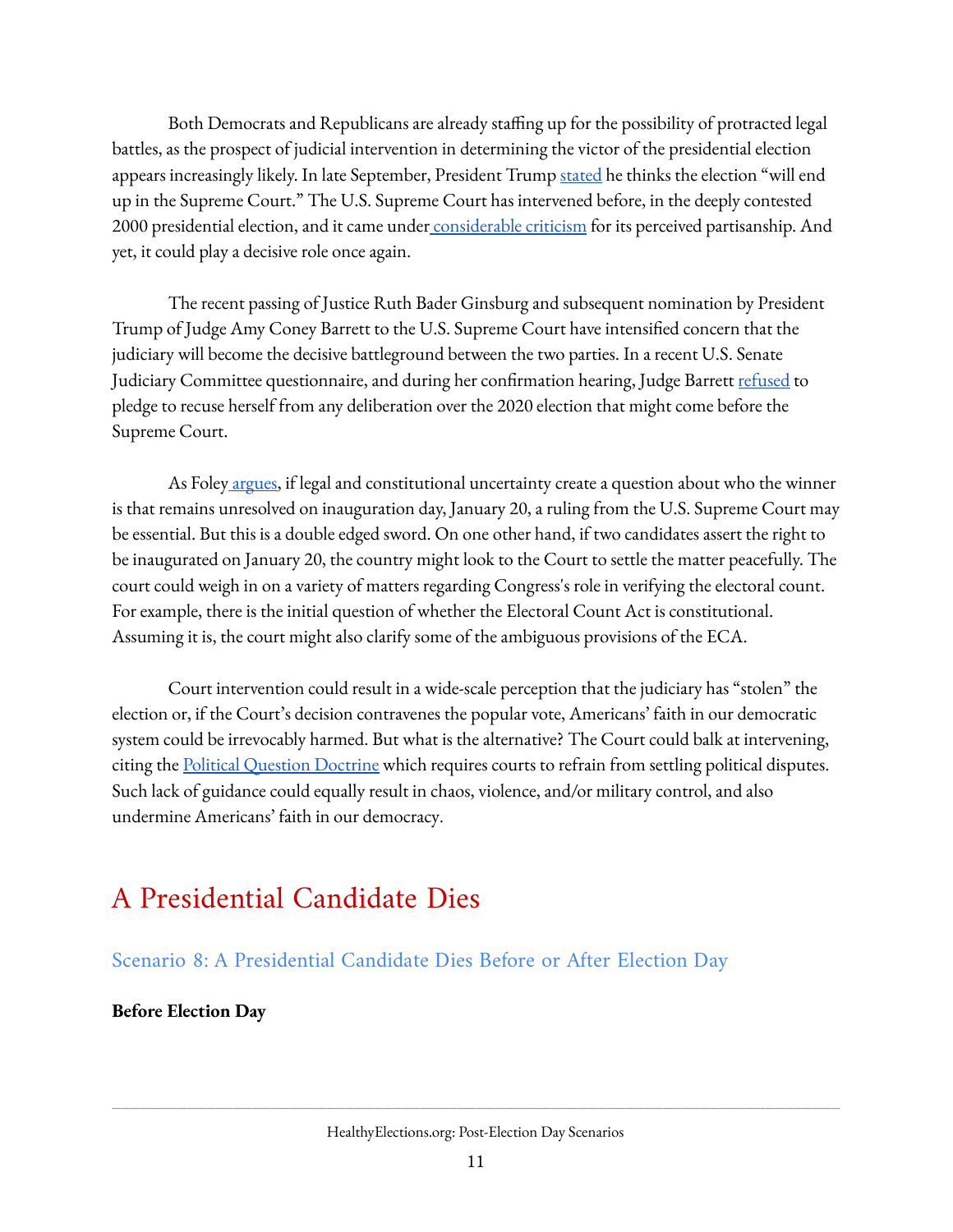Both Democrats and Republicans are already staffing up for the possibility of protracted legal battles, as the prospect of judicial intervention in determining the victor of the presidential election appears increasingly likely. In late September, President Trump stated he thinks the election "will end up in the Supreme Court." The U.S. Supreme Court has intervened before, in the deeply contested 2000 presidential election, and it came under considerable criticism for its perceived partisanship. And yet, it could play a decisive role once again.

The recent passing of Justice Ruth Bader Ginsburg and subsequent nomination by President Trump of Judge Amy Coney Barrett to the U.S. Supreme Court have intensified concern that the judiciary will become the decisive battleground between the two parties. In a recent U.S. Senate Judiciary Committee questionnaire, and during her confirmation hearing, Judge Barrett refused to pledge to recuse herself from any deliberation over the 2020 election that might come before the Supreme Court.

As Foley argues, if legal and constitutional uncertainty create a question about who the winner is that remains unresolved on inauguration day, January 20, a ruling from the U.S. Supreme Court may be essential. But this is a double edged sword. On one other hand, if two candidates assert the right to be inaugurated on January 20, the country might look to the Court to settle the matter peacefully. The court could weigh in on a variety of matters regarding Congress's role in verifying the electoral count. For example, there is the initial question of whether the Electoral Count Act is constitutional. Assuming it is, the court might also clarify some of the ambiguous provisions of the ECA.

Court intervention could result in a wide-scale perception that the judiciary has "stolen" the election or, if the Court's decision contravenes the popular vote, Americans' faith in our democratic system could be irrevocably harmed. But what is the alternative? The Court could balk at intervening, citing the Political Question Doctrine which requires courts to refrain from settling political disputes. Such lack of guidance could equally result in chaos, violence, and/or military control, and also undermine Americans' faith in our democracy.

# A Presidential Candidate Dies

## Scenario 8: A Presidential Candidate Dies Before or After Election Day

**Before Election Day**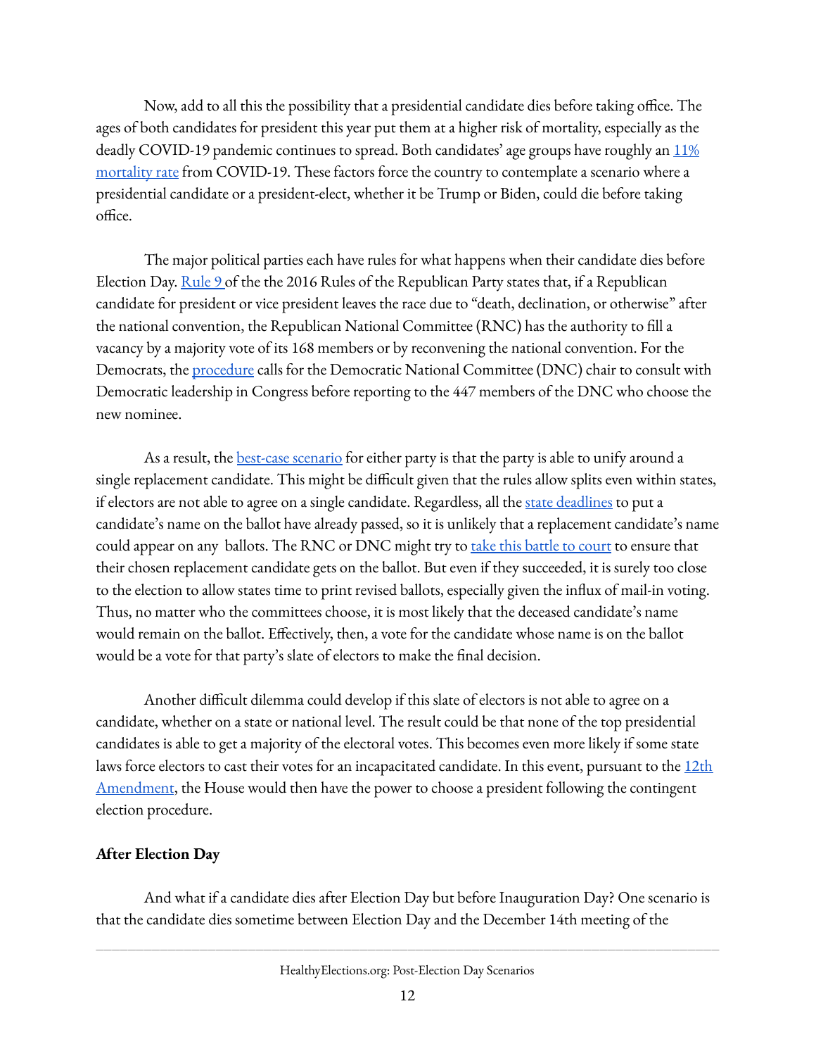Now, add to all this the possibility that a presidential candidate dies before taking office. The ages of both candidates for president this year put them at a higher risk of mortality, especially as the deadly COVID-19 pandemic continues to spread. Both candidates' age groups have roughly an 11% mortality rate from COVID-19. These factors force the country to contemplate a scenario where a presidential candidate or a president-elect, whether it be Trump or Biden, could die before taking office.

The major political parties each have rules for what happens when their candidate dies before Election Day. Rule 9 of the the 2016 Rules of the Republican Party states that, if a Republican candidate for president or vice president leaves the race due to "death, declination, or otherwise" after the national convention, the Republican National Committee (RNC) has the authority to fill a vacancy by a majority vote of its 168 members or by reconvening the national convention. For the Democrats, the procedure calls for the Democratic National Committee (DNC) chair to consult with Democratic leadership in Congress before reporting to the 447 members of the DNC who choose the new nominee.

As a result, the best-case scenario for either party is that the party is able to unify around a single replacement candidate. This might be difficult given that the rules allow splits even within states, if electors are not able to agree on a single candidate. Regardless, all the state deadlines to put a candidate's name on the ballot have already passed, so it is unlikely that a replacement candidate's name could appear on any ballots. The RNC or DNC might try to take this battle to court to ensure that their chosen replacement candidate gets on the ballot. But even if they succeeded, it is surely too close to the election to allow states time to print revised ballots, especially given the influx of mail-in voting. Thus, no matter who the committees choose, it is most likely that the deceased candidate's name would remain on the ballot. Effectively, then, a vote for the candidate whose name is on the ballot would be a vote for that party's slate of electors to make the final decision.

Another difficult dilemma could develop if this slate of electors is not able to agree on a candidate, whether on a state or national level. The result could be that none of the top presidential candidates is able to get a majority of the electoral votes. This becomes even more likely if some state laws force electors to cast their votes for an incapacitated candidate. In this event, pursuant to the 12th Amendment, the House would then have the power to choose a president following the contingent election procedure.

**After Election Day**

And what if a candidate dies after Election Day but before Inauguration Day? One scenario is that the candidate dies sometime between Election Day and the December 14th meeting of the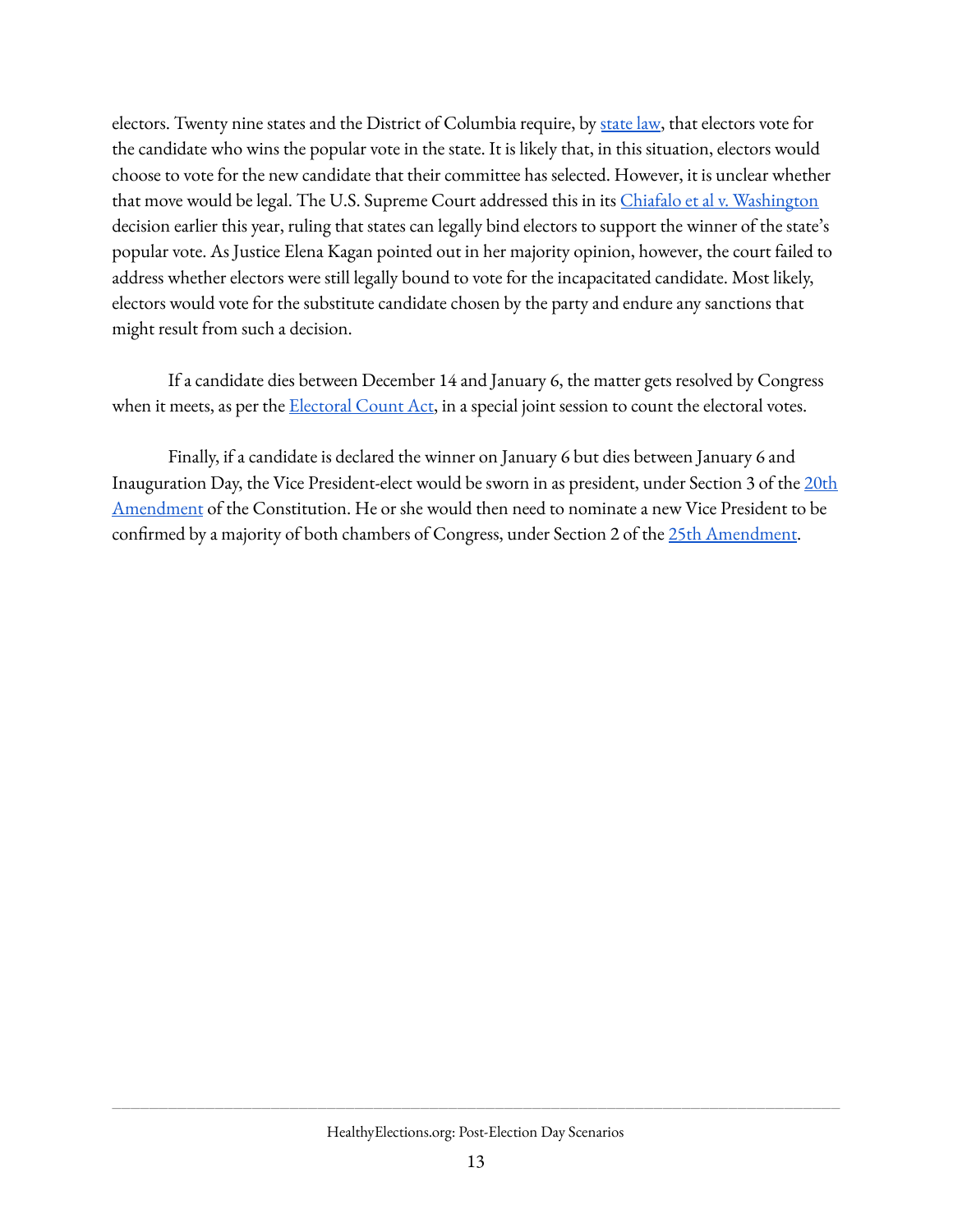electors. Twenty nine states and the District of Columbia require, by state law, that electors vote for the candidate who wins the popular vote in the state. It is likely that, in this situation, electors would choose to vote for the new candidate that their committee has selected. However, it is unclear whether that move would be legal. The U.S. Supreme Court addressed this in its Chiafalo et al v. Washington decision earlier this year, ruling that states can legally bind electors to support the winner of the state's popular vote. As Justice Elena Kagan pointed out in her majority opinion, however, the court failed to address whether electors were still legally bound to vote for the incapacitated candidate. Most likely, electors would vote for the substitute candidate chosen by the party and endure any sanctions that might result from such a decision.

If a candidate dies between December 14 and January 6, the matter gets resolved by Congress when it meets, as per the Electoral Count Act, in a special joint session to count the electoral votes.

Finally, if a candidate is declared the winner on January 6 but dies between January 6 and Inauguration Day, the Vice President-elect would be sworn in as president, under Section 3 of the 20th Amendment of the Constitution. He or she would then need to nominate a new Vice President to be confirmed by a majority of both chambers of Congress, under Section 2 of the 25th Amendment.